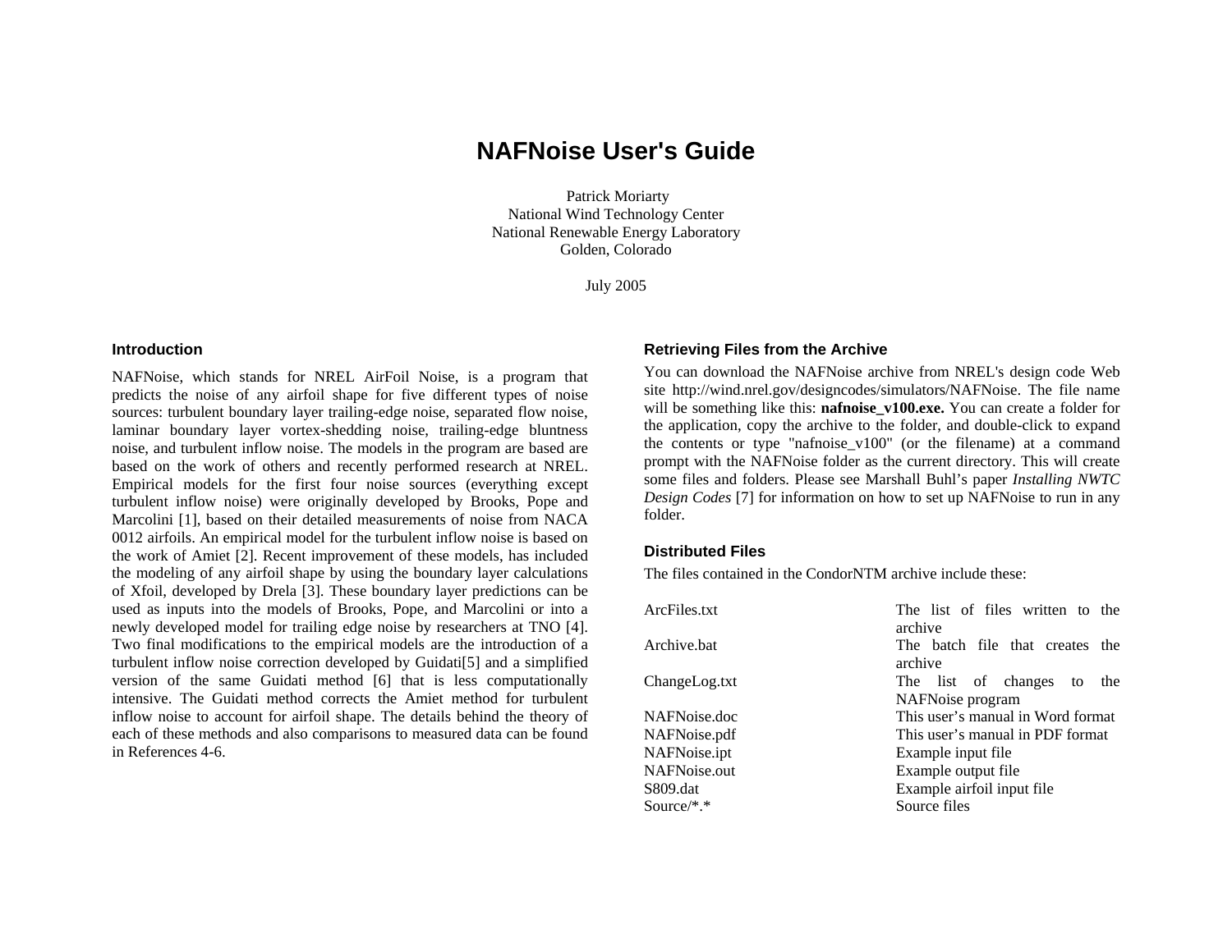# NAFNoise User's Guide

Patrick Moriarty
National Wind Technology Center
National Renewable Energy Laboratory
Golden, Colorado

July 2005

## Introduction

NAFNoise, which stands for NREL AirFoil Noise, is a program that predicts the noise of any airfoil shape for five different types of noise sources: turbulent boundary layer trailing-edge noise, separated flow noise, laminar boundary layer vortex-shedding noise, trailing-edge bluntness noise, and turbulent inflow noise. The models in the program are based are based on the work of others and recently performed research at NREL. Empirical models for the first four noise sources (everything except turbulent inflow noise) were originally developed by Brooks, Pope and Marcolini [1], based on their detailed measurements of noise from NACA 0012 airfoils. An empirical model for the turbulent inflow noise is based on the work of Amiet [2]. Recent improvement of these models, has included the modeling of any airfoil shape by using the boundary layer calculations of Xfoil, developed by Drela [3]. These boundary layer predictions can be used as inputs into the models of Brooks, Pope, and Marcolini or into a newly developed model for trailing edge noise by researchers at TNO [4]. Two final modifications to the empirical models are the introduction of a turbulent inflow noise correction developed by Guidati[5] and a simplified version of the same Guidati method [6] that is less computationally intensive. The Guidati method corrects the Amiet method for turbulent inflow noise to account for airfoil shape. The details behind the theory of each of these methods and also comparisons to measured data can be found in References 4-6.

## Retrieving Files from the Archive

You can download the NAFNoise archive from NREL's design code Web site http://wind.nrel.gov/designcodes/simulators/NAFNoise. The file name will be something like this: **nafnoise_v100.exe.** You can create a folder for the application, copy the archive to the folder, and double-click to expand the contents or type "nafnoise_v100" (or the filename) at a command prompt with the NAFNoise folder as the current directory. This will create some files and folders. Please see Marshall Buhl's paper *Installing NWTC Design Codes* [7] for information on how to set up NAFNoise to run in any folder.

## Distributed Files

The files contained in the CondorNTM archive include these:

| File | Description |
|---|---|
| ArcFiles.txt | The list of files written to the archive |
| Archive.bat | The batch file that creates the archive |
| ChangeLog.txt | The list of changes to the NAFNoise program |
| NAFNoise.doc | This user's manual in Word format |
| NAFNoise.pdf | This user's manual in PDF format |
| NAFNoise.ipt | Example input file |
| NAFNoise.out | Example output file |
| S809.dat | Example airfoil input file |
| Source/*.* | Source files |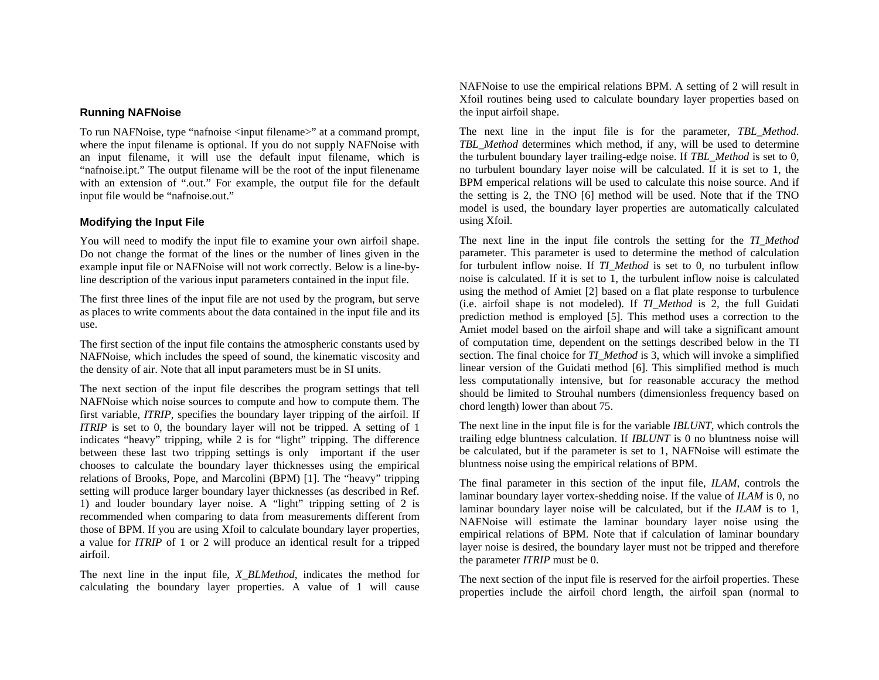## Running NAFNoise

To run NAFNoise, type "nafnoise <input filename>" at a command prompt, where the input filename is optional. If you do not supply NAFNoise with an input filename, it will use the default input filename, which is "nafnoise.ipt." The output filename will be the root of the input filenename with an extension of ".out." For example, the output file for the default input file would be "nafnoise.out."

## Modifying the Input File

You will need to modify the input file to examine your own airfoil shape. Do not change the format of the lines or the number of lines given in the example input file or NAFNoise will not work correctly. Below is a line-by-line description of the various input parameters contained in the input file.

The first three lines of the input file are not used by the program, but serve as places to write comments about the data contained in the input file and its use.

The first section of the input file contains the atmospheric constants used by NAFNoise, which includes the speed of sound, the kinematic viscosity and the density of air. Note that all input parameters must be in SI units.

The next section of the input file describes the program settings that tell NAFNoise which noise sources to compute and how to compute them. The first variable, *ITRIP*, specifies the boundary layer tripping of the airfoil. If *ITRIP* is set to 0, the boundary layer will not be tripped. A setting of 1 indicates "heavy" tripping, while 2 is for "light" tripping. The difference between these last two tripping settings is only important if the user chooses to calculate the boundary layer thicknesses using the empirical relations of Brooks, Pope, and Marcolini (BPM) [1]. The "heavy" tripping setting will produce larger boundary layer thicknesses (as described in Ref. 1) and louder boundary layer noise. A "light" tripping setting of 2 is recommended when comparing to data from measurements different from those of BPM. If you are using Xfoil to calculate boundary layer properties, a value for *ITRIP* of 1 or 2 will produce an identical result for a tripped airfoil.

The next line in the input file, *X_BLMethod*, indicates the method for calculating the boundary layer properties. A value of 1 will cause NAFNoise to use the empirical relations BPM. A setting of 2 will result in Xfoil routines being used to calculate boundary layer properties based on the input airfoil shape.

The next line in the input file is for the parameter, *TBL_Method*. *TBL_Method* determines which method, if any, will be used to determine the turbulent boundary layer trailing-edge noise. If *TBL_Method* is set to 0, no turbulent boundary layer noise will be calculated. If it is set to 1, the BPM emperical relations will be used to calculate this noise source. And if the setting is 2, the TNO [6] method will be used. Note that if the TNO model is used, the boundary layer properties are automatically calculated using Xfoil.

The next line in the input file controls the setting for the *TI_Method* parameter. This parameter is used to determine the method of calculation for turbulent inflow noise. If *TI_Method* is set to 0, no turbulent inflow noise is calculated. If it is set to 1, the turbulent inflow noise is calculated using the method of Amiet [2] based on a flat plate response to turbulence (i.e. airfoil shape is not modeled). If *TI_Method* is 2, the full Guidati prediction method is employed [5]. This method uses a correction to the Amiet model based on the airfoil shape and will take a significant amount of computation time, dependent on the settings described below in the TI section. The final choice for *TI_Method* is 3, which will invoke a simplified linear version of the Guidati method [6]. This simplified method is much less computationally intensive, but for reasonable accuracy the method should be limited to Strouhal numbers (dimensionless frequency based on chord length) lower than about 75.

The next line in the input file is for the variable *IBLUNT*, which controls the trailing edge bluntness calculation. If *IBLUNT* is 0 no bluntness noise will be calculated, but if the parameter is set to 1, NAFNoise will estimate the bluntness noise using the empirical relations of BPM.

The final parameter in this section of the input file, *ILAM*, controls the laminar boundary layer vortex-shedding noise. If the value of *ILAM* is 0, no laminar boundary layer noise will be calculated, but if the *ILAM* is to 1, NAFNoise will estimate the laminar boundary layer noise using the empirical relations of BPM. Note that if calculation of laminar boundary layer noise is desired, the boundary layer must not be tripped and therefore the parameter *ITRIP* must be 0.

The next section of the input file is reserved for the airfoil properties. These properties include the airfoil chord length, the airfoil span (normal to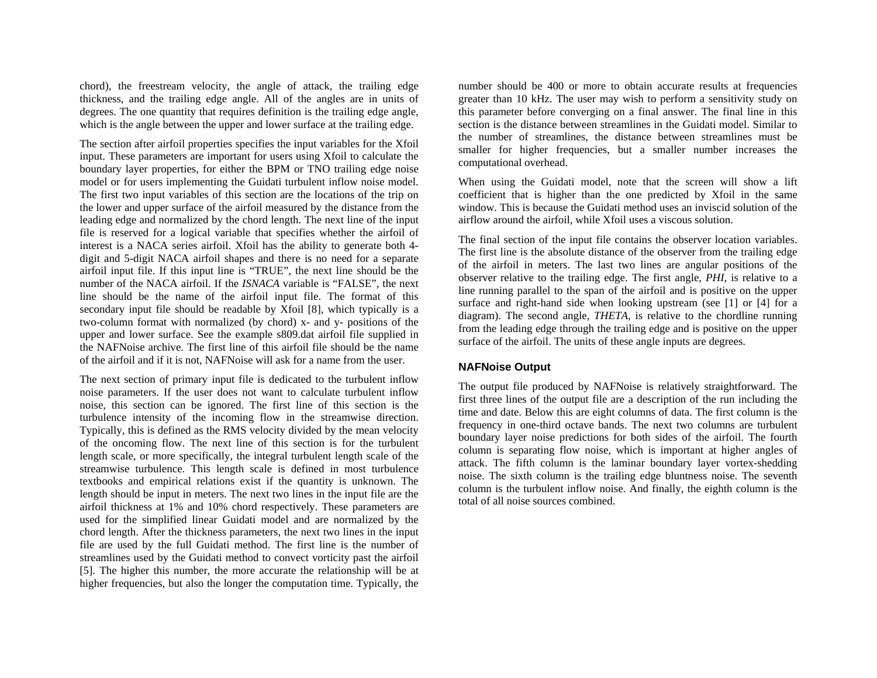chord), the freestream velocity, the angle of attack, the trailing edge thickness, and the trailing edge angle. All of the angles are in units of degrees. The one quantity that requires definition is the trailing edge angle, which is the angle between the upper and lower surface at the trailing edge.

The section after airfoil properties specifies the input variables for the Xfoil input. These parameters are important for users using Xfoil to calculate the boundary layer properties, for either the BPM or TNO trailing edge noise model or for users implementing the Guidati turbulent inflow noise model. The first two input variables of this section are the locations of the trip on the lower and upper surface of the airfoil measured by the distance from the leading edge and normalized by the chord length. The next line of the input file is reserved for a logical variable that specifies whether the airfoil of interest is a NACA series airfoil. Xfoil has the ability to generate both 4-digit and 5-digit NACA airfoil shapes and there is no need for a separate airfoil input file. If this input line is "TRUE", the next line should be the number of the NACA airfoil. If the *ISNACA* variable is "FALSE", the next line should be the name of the airfoil input file. The format of this secondary input file should be readable by Xfoil [8], which typically is a two-column format with normalized (by chord) x- and y- positions of the upper and lower surface. See the example s809.dat airfoil file supplied in the NAFNoise archive. The first line of this airfoil file should be the name of the airfoil and if it is not, NAFNoise will ask for a name from the user.

The next section of primary input file is dedicated to the turbulent inflow noise parameters. If the user does not want to calculate turbulent inflow noise, this section can be ignored. The first line of this section is the turbulence intensity of the incoming flow in the streamwise direction. Typically, this is defined as the RMS velocity divided by the mean velocity of the oncoming flow. The next line of this section is for the turbulent length scale, or more specifically, the integral turbulent length scale of the streamwise turbulence. This length scale is defined in most turbulence textbooks and empirical relations exist if the quantity is unknown. The length should be input in meters. The next two lines in the input file are the airfoil thickness at 1% and 10% chord respectively. These parameters are used for the simplified linear Guidati model and are normalized by the chord length. After the thickness parameters, the next two lines in the input file are used by the full Guidati method. The first line is the number of streamlines used by the Guidati method to convect vorticity past the airfoil [5]. The higher this number, the more accurate the relationship will be at higher frequencies, but also the longer the computation time. Typically, the number should be 400 or more to obtain accurate results at frequencies greater than 10 kHz. The user may wish to perform a sensitivity study on this parameter before converging on a final answer. The final line in this section is the distance between streamlines in the Guidati model. Similar to the number of streamlines, the distance between streamlines must be smaller for higher frequencies, but a smaller number increases the computational overhead.

When using the Guidati model, note that the screen will show a lift coefficient that is higher than the one predicted by Xfoil in the same window. This is because the Guidati method uses an inviscid solution of the airflow around the airfoil, while Xfoil uses a viscous solution.

The final section of the input file contains the observer location variables. The first line is the absolute distance of the observer from the trailing edge of the airfoil in meters. The last two lines are angular positions of the observer relative to the trailing edge. The first angle, *PHI*, is relative to a line running parallel to the span of the airfoil and is positive on the upper surface and right-hand side when looking upstream (see [1] or [4] for a diagram). The second angle, *THETA*, is relative to the chordline running from the leading edge through the trailing edge and is positive on the upper surface of the airfoil. The units of these angle inputs are degrees.

## NAFNoise Output

The output file produced by NAFNoise is relatively straightforward. The first three lines of the output file are a description of the run including the time and date. Below this are eight columns of data. The first column is the frequency in one-third octave bands. The next two columns are turbulent boundary layer noise predictions for both sides of the airfoil. The fourth column is separating flow noise, which is important at higher angles of attack. The fifth column is the laminar boundary layer vortex-shedding noise. The sixth column is the trailing edge bluntness noise. The seventh column is the turbulent inflow noise. And finally, the eighth column is the total of all noise sources combined.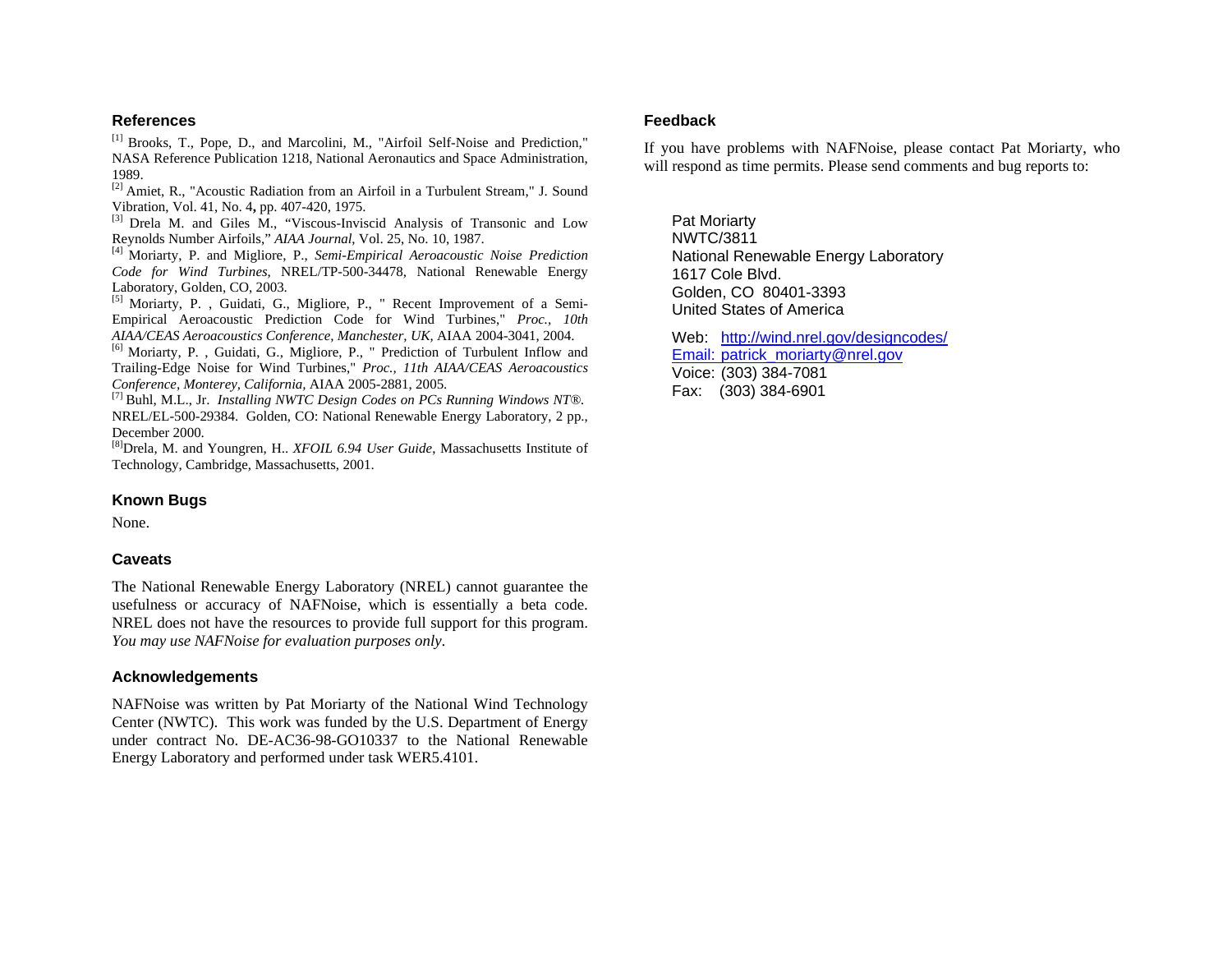## References

[1] Brooks, T., Pope, D., and Marcolini, M., "Airfoil Self-Noise and Prediction," NASA Reference Publication 1218, National Aeronautics and Space Administration, 1989.

[2] Amiet, R., "Acoustic Radiation from an Airfoil in a Turbulent Stream," J. Sound Vibration, Vol. 41, No. 4**,** pp. 407-420, 1975.

[3] Drela M. and Giles M., "Viscous-Inviscid Analysis of Transonic and Low Reynolds Number Airfoils," *AIAA Journal*, Vol. 25, No. 10, 1987.

[4] Moriarty, P. and Migliore, P., *Semi-Empirical Aeroacoustic Noise Prediction Code for Wind Turbines*, NREL/TP-500-34478, National Renewable Energy Laboratory, Golden, CO, 2003.

[5] Moriarty, P. , Guidati, G., Migliore, P., " Recent Improvement of a Semi-Empirical Aeroacoustic Prediction Code for Wind Turbines," *Proc., 10th AIAA/CEAS Aeroacoustics Conference, Manchester, UK,* AIAA 2004-3041, 2004.

[6] Moriarty, P. , Guidati, G., Migliore, P., " Prediction of Turbulent Inflow and Trailing-Edge Noise for Wind Turbines," *Proc., 11th AIAA/CEAS Aeroacoustics Conference, Monterey, California*, AIAA 2005-2881, 2005.

[7] Buhl, M.L., Jr. *Installing NWTC Design Codes on PCs Running Windows NT®.* NREL/EL-500-29384. Golden, CO: National Renewable Energy Laboratory, 2 pp., December 2000.

[8] Drela, M. and Youngren, H.. *XFOIL 6.94 User Guide*, Massachusetts Institute of Technology, Cambridge, Massachusetts, 2001.

## Known Bugs

None.

## Caveats

The National Renewable Energy Laboratory (NREL) cannot guarantee the usefulness or accuracy of NAFNoise, which is essentially a beta code. NREL does not have the resources to provide full support for this program. *You may use NAFNoise for evaluation purposes only*.

## Acknowledgements

NAFNoise was written by Pat Moriarty of the National Wind Technology Center (NWTC). This work was funded by the U.S. Department of Energy under contract No. DE-AC36-98-GO10337 to the National Renewable Energy Laboratory and performed under task WER5.4101.

## Feedback

If you have problems with NAFNoise, please contact Pat Moriarty, who will respond as time permits. Please send comments and bug reports to:

Pat Moriarty
NWTC/3811
National Renewable Energy Laboratory
1617 Cole Blvd.
Golden, CO 80401-3393
United States of America

Web: http://wind.nrel.gov/designcodes/
Email: patrick_moriarty@nrel.gov
Voice: (303) 384-7081
Fax: (303) 384-6901